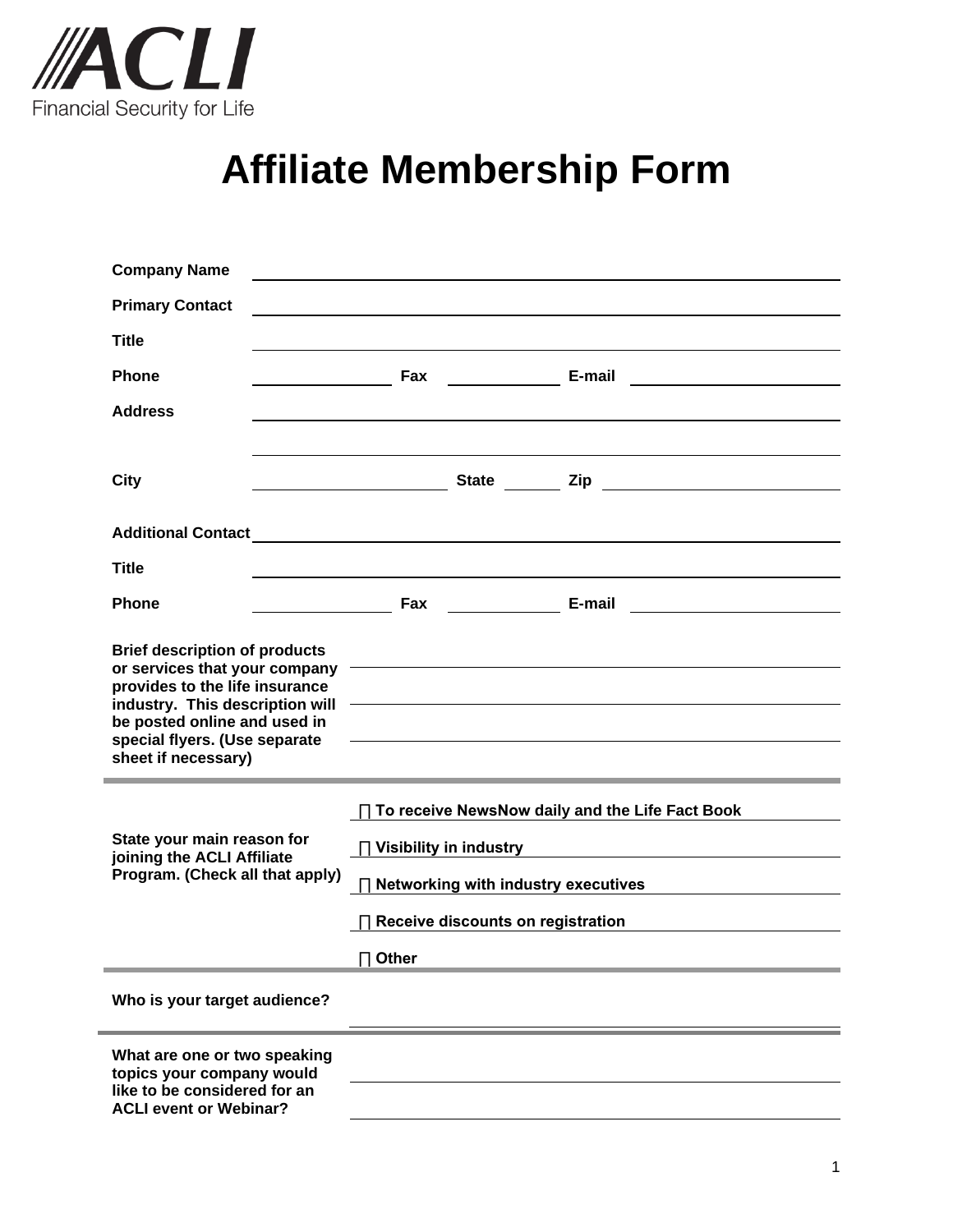ACLI

Financial Security for Life

# Affiliate Membership Form

**Company Name** \_\_\_\_\_\_\_\_\_\_\_\_\_\_\_\_\_\_\_\_\_\_\_\_\_\_\_\_\_\_\_\_\_\_\_\_\_\_\_\_

**Primary Contact** \_\_\_\_\_\_\_\_\_\_\_\_\_\_\_\_\_\_\_\_\_\_\_\_\_\_\_\_\_\_\_\_\_\_\_\_\_\_\_\_

**Title** \_\_\_\_\_\_\_\_\_\_\_\_\_\_\_\_\_\_\_\_\_\_\_\_\_\_\_\_\_\_\_\_\_\_\_\_\_\_\_\_

**Phone** \_\_\_\_\_\_\_\_\_\_\_\_ **Fax** \_\_\_\_\_\_\_\_\_\_\_\_ **E-mail** \_\_\_\_\_\_\_\_\_\_\_\_\_\_\_\_

**Address** \_\_\_\_\_\_\_\_\_\_\_\_\_\_\_\_\_\_\_\_\_\_\_\_\_\_\_\_\_\_\_\_\_\_\_\_\_\_\_\_

\_\_\_\_\_\_\_\_\_\_\_\_\_\_\_\_\_\_\_\_\_\_\_\_\_\_\_\_\_\_\_\_\_\_\_\_\_\_\_\_

**City** \_\_\_\_\_\_\_\_\_\_\_\_\_\_\_\_ **State** \_\_\_\_\_\_ **Zip** \_\_\_\_\_\_\_\_\_\_\_\_\_\_\_\_

**Additional Contact** \_\_\_\_\_\_\_\_\_\_\_\_\_\_\_\_\_\_\_\_\_\_\_\_\_\_\_\_\_\_\_\_\_\_\_\_\_\_\_\_

**Title** \_\_\_\_\_\_\_\_\_\_\_\_\_\_\_\_\_\_\_\_\_\_\_\_\_\_\_\_\_\_\_\_\_\_\_\_\_\_\_\_

**Phone** \_\_\_\_\_\_\_\_\_\_\_\_ **Fax** \_\_\_\_\_\_\_\_\_\_\_\_ **E-mail** \_\_\_\_\_\_\_\_\_\_\_\_\_\_\_\_

**Brief description of products or services that your company provides to the life insurance industry. This description will be posted online and used in special flyers. (Use separate sheet if necessary)**

\_\_\_\_\_\_\_\_\_\_\_\_\_\_\_\_\_\_\_\_\_\_\_\_\_\_\_\_\_\_\_\_\_\_\_\_\_\_\_\_

\_\_\_\_\_\_\_\_\_\_\_\_\_\_\_\_\_\_\_\_\_\_\_\_\_\_\_\_\_\_\_\_\_\_\_\_\_\_\_\_

\_\_\_\_\_\_\_\_\_\_\_\_\_\_\_\_\_\_\_\_\_\_\_\_\_\_\_\_\_\_\_\_\_\_\_\_\_\_\_\_

---

**State your main reason for joining the ACLI Affiliate Program. (Check all that apply)**

- ☐ **To receive NewsNow daily and the Life Fact Book**
- ☐ **Visibility in industry**
- ☐ **Networking with industry executives**
- ☐ **Receive discounts on registration**
- ☐ **Other**

---

**Who is your target audience?**

\_\_\_\_\_\_\_\_\_\_\_\_\_\_\_\_\_\_\_\_\_\_\_\_\_\_\_\_\_\_\_\_\_\_\_\_\_\_\_\_

---

**What are one or two speaking topics your company would like to be considered for an ACLI event or Webinar?**

\_\_\_\_\_\_\_\_\_\_\_\_\_\_\_\_\_\_\_\_\_\_\_\_\_\_\_\_\_\_\_\_\_\_\_\_\_\_\_\_

\_\_\_\_\_\_\_\_\_\_\_\_\_\_\_\_\_\_\_\_\_\_\_\_\_\_\_\_\_\_\_\_\_\_\_\_\_\_\_\_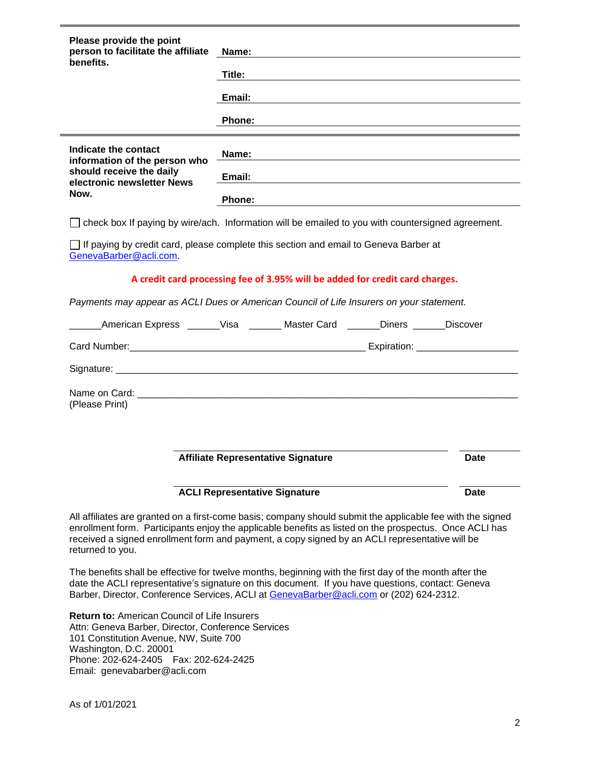| | |
|---|---|
| **Please provide the point person to facilitate the affiliate benefits.** | **Name:** |
| | **Title:** |
| | **Email:** |
| | **Phone:** |

| | |
|---|---|
| **Indicate the contact information of the person who should receive the daily electronic newsletter News Now.** | **Name:** |
| | **Email:** |
| | **Phone:** |

☐ check box If paying by wire/ach. Information will be emailed to you with countersigned agreement.

☐ If paying by credit card, please complete this section and email to Geneva Barber at GenevaBarber@acli.com.

**A credit card processing fee of 3.95% will be added for credit card charges.**

*Payments may appear as ACLI Dues or American Council of Life Insurers on your statement.*

______American Express ______Visa ______ Master Card ______Diners ______Discover

Card Number:_____________________________________________ Expiration: ___________________

Signature: ____________________________________________________________________________

Name on Card: ________________________________________________________________________
(Please Print)

**Affiliate Representative Signature** **Date**

**ACLI Representative Signature** **Date**

All affiliates are granted on a first-come basis; company should submit the applicable fee with the signed enrollment form. Participants enjoy the applicable benefits as listed on the prospectus. Once ACLI has received a signed enrollment form and payment, a copy signed by an ACLI representative will be returned to you.

The benefits shall be effective for twelve months, beginning with the first day of the month after the date the ACLI representative's signature on this document. If you have questions, contact: Geneva Barber, Director, Conference Services, ACLI at GenevaBarber@acli.com or (202) 624-2312.

**Return to:** American Council of Life Insurers
Attn: Geneva Barber, Director, Conference Services
101 Constitution Avenue, NW, Suite 700
Washington, D.C. 20001
Phone: 202-624-2405 Fax: 202-624-2425
Email: genevabarber@acli.com

As of 1/01/2021